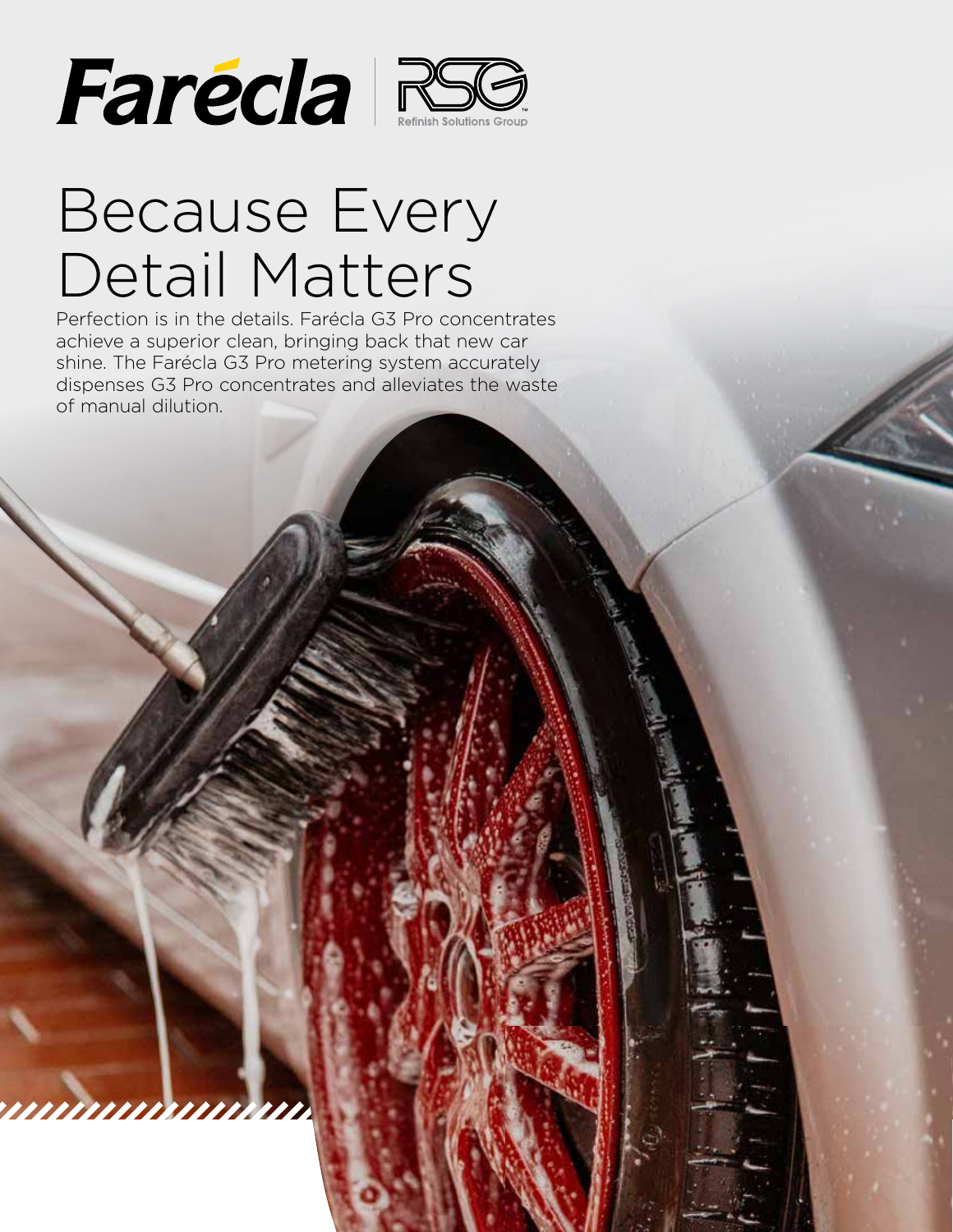Farécla | RSG Refinish Solutions Group

# Because Every Detail Matters

Perfection is in the details. Farécla G3 Pro concentrates achieve a superior clean, bringing back that new car shine. The Farécla G3 Pro metering system accurately dispenses G3 Pro concentrates and alleviates the waste of manual dilution.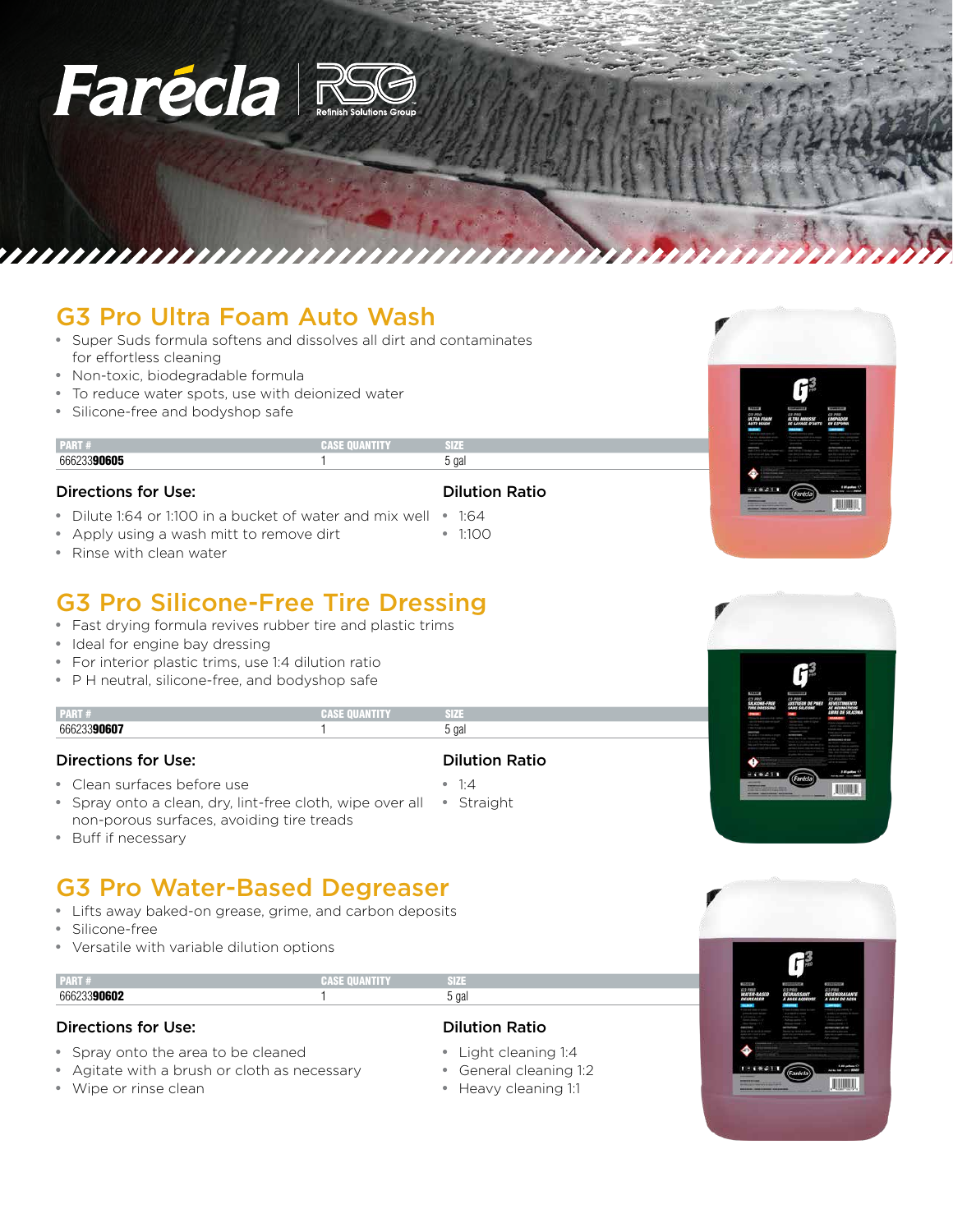Farécla | RSG Refinish Solutions Group

## G3 Pro Ultra Foam Auto Wash

- Super Suds formula softens and dissolves all dirt and contaminates for effortless cleaning
- Non-toxic, biodegradable formula
- To reduce water spots, use with deionized water
- Silicone-free and bodyshop safe

| PART # | CASE QUANTITY | SIZE |
|---|---|---|
| 66623390605 | 1 | 5 gal |

### Directions for Use:

- Dilute 1:64 or 1:100 in a bucket of water and mix well
- Apply using a wash mitt to remove dirt
- Rinse with clean water

### Dilution Ratio

- 1:64
- 1:100

## G3 Pro Silicone-Free Tire Dressing

- Fast drying formula revives rubber tire and plastic trims
- Ideal for engine bay dressing
- For interior plastic trims, use 1:4 dilution ratio
- P H neutral, silicone-free, and bodyshop safe

| PART # | CASE QUANTITY | SIZE |
|---|---|---|
| 66623390607 | 1 | 5 gal |

### Directions for Use:

- Clean surfaces before use
- Spray onto a clean, dry, lint-free cloth, wipe over all non-porous surfaces, avoiding tire treads
- Buff if necessary

### Dilution Ratio

- 1:4
- Straight

## G3 Pro Water-Based Degreaser

- Lifts away baked-on grease, grime, and carbon deposits
- Silicone-free
- Versatile with variable dilution options

| PART # | CASE QUANTITY | SIZE |
|---|---|---|
| 66623390602 | 1 | 5 gal |

### Directions for Use:

- Spray onto the area to be cleaned
- Agitate with a brush or cloth as necessary
- Wipe or rinse clean

### Dilution Ratio

- Light cleaning 1:4
- General cleaning 1:2
- Heavy cleaning 1:1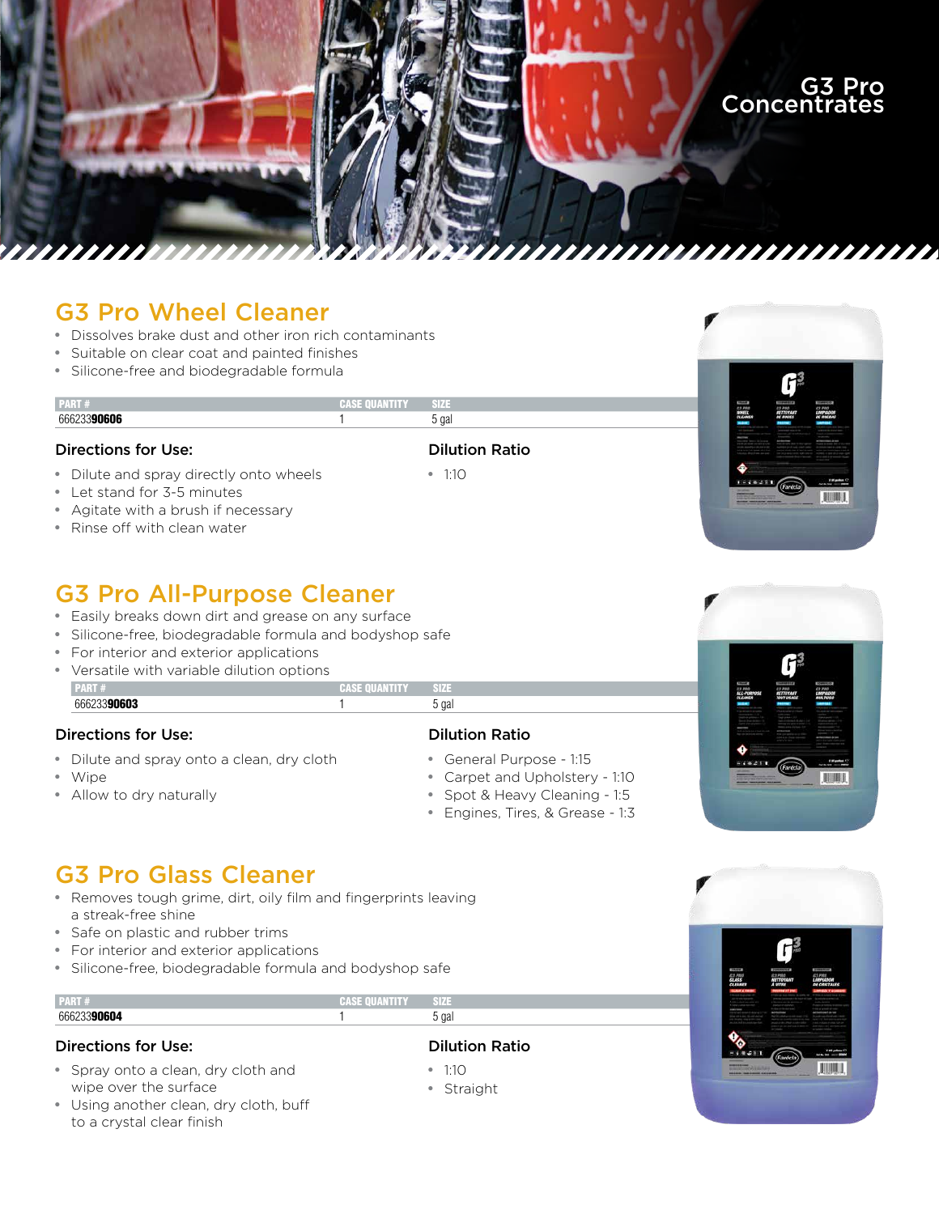# G3 Pro Concentrates

## G3 Pro Wheel Cleaner

- Dissolves brake dust and other iron rich contaminants
- Suitable on clear coat and painted finishes
- Silicone-free and biodegradable formula

| PART # | CASE QUANTITY | SIZE |
|---|---|---|
| 66623**90606** | 1 | 5 gal |

### Directions for Use:

- Dilute and spray directly onto wheels
- Let stand for 3-5 minutes
- Agitate with a brush if necessary
- Rinse off with clean water

### Dilution Ratio

- 1:10

## G3 Pro All-Purpose Cleaner

- Easily breaks down dirt and grease on any surface
- Silicone-free, biodegradable formula and bodyshop safe
- For interior and exterior applications
- Versatile with variable dilution options

| PART # | CASE QUANTITY | SIZE |
|---|---|---|
| 66623**90603** | 1 | 5 gal |

### Directions for Use:

- Dilute and spray onto a clean, dry cloth
- Wipe
- Allow to dry naturally

### Dilution Ratio

- General Purpose - 1:15
- Carpet and Upholstery - 1:10
- Spot & Heavy Cleaning - 1:5
- Engines, Tires, & Grease - 1:3

## G3 Pro Glass Cleaner

- Removes tough grime, dirt, oily film and fingerprints leaving a streak-free shine
- Safe on plastic and rubber trims
- For interior and exterior applications
- Silicone-free, biodegradable formula and bodyshop safe

| PART # | CASE QUANTITY | SIZE |
|---|---|---|
| 66623**90604** | 1 | 5 gal |

### Directions for Use:

- Spray onto a clean, dry cloth and wipe over the surface
- Using another clean, dry cloth, buff to a crystal clear finish

### Dilution Ratio

- 1:10
- Straight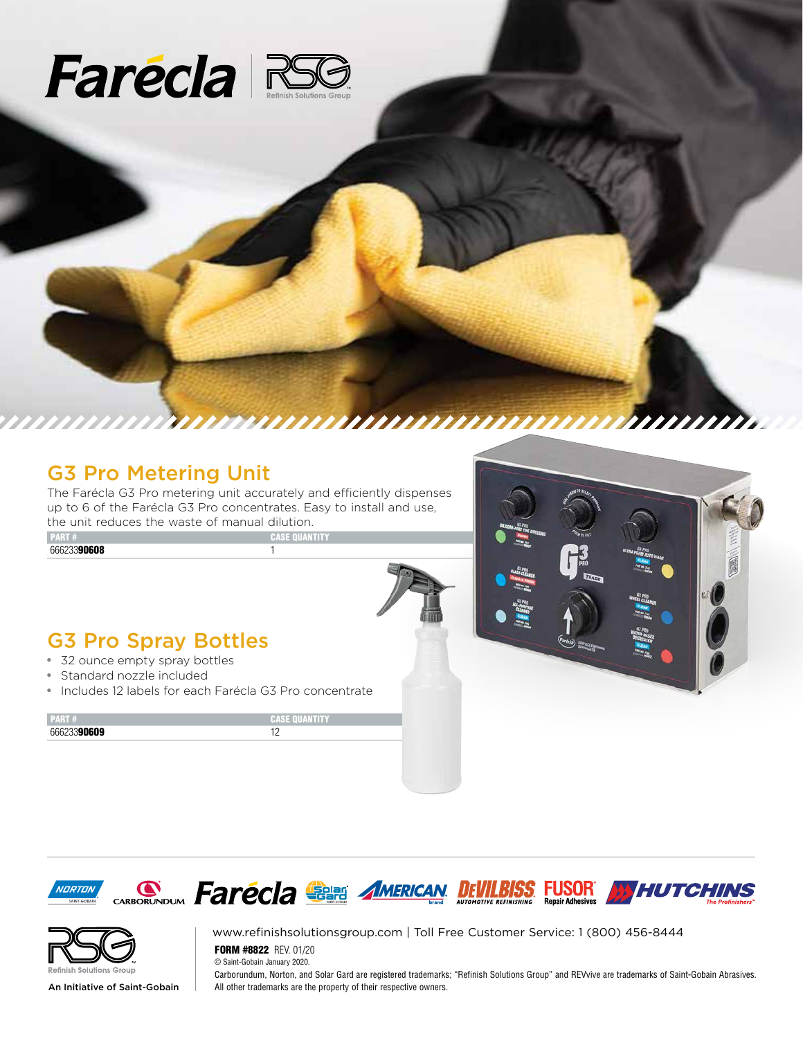## G3 Pro Metering Unit

The Farécla G3 Pro metering unit accurately and efficiently dispenses up to 6 of the Farécla G3 Pro concentrates. Easy to install and use, the unit reduces the waste of manual dilution.

| PART # | CASE QUANTITY |
|---|---|
| 66623390608 | 1 |

## G3 Pro Spray Bottles

- 32 ounce empty spray bottles
- Standard nozzle included
- Includes 12 labels for each Farécla G3 Pro concentrate

| PART # | CASE QUANTITY |
|---|---|
| 66623390609 | 12 |

An Initiative of Saint-Gobain

www.refinishsolutionsgroup.com | Toll Free Customer Service: 1 (800) 456-8844

**FORM #8822** REV. 01/20

© Saint-Gobain January 2020.

Carborundum, Norton, and Solar Gard are registered trademarks; "Refinish Solutions Group" and REVvive are trademarks of Saint-Gobain Abrasives. All other trademarks are the property of their respective owners.